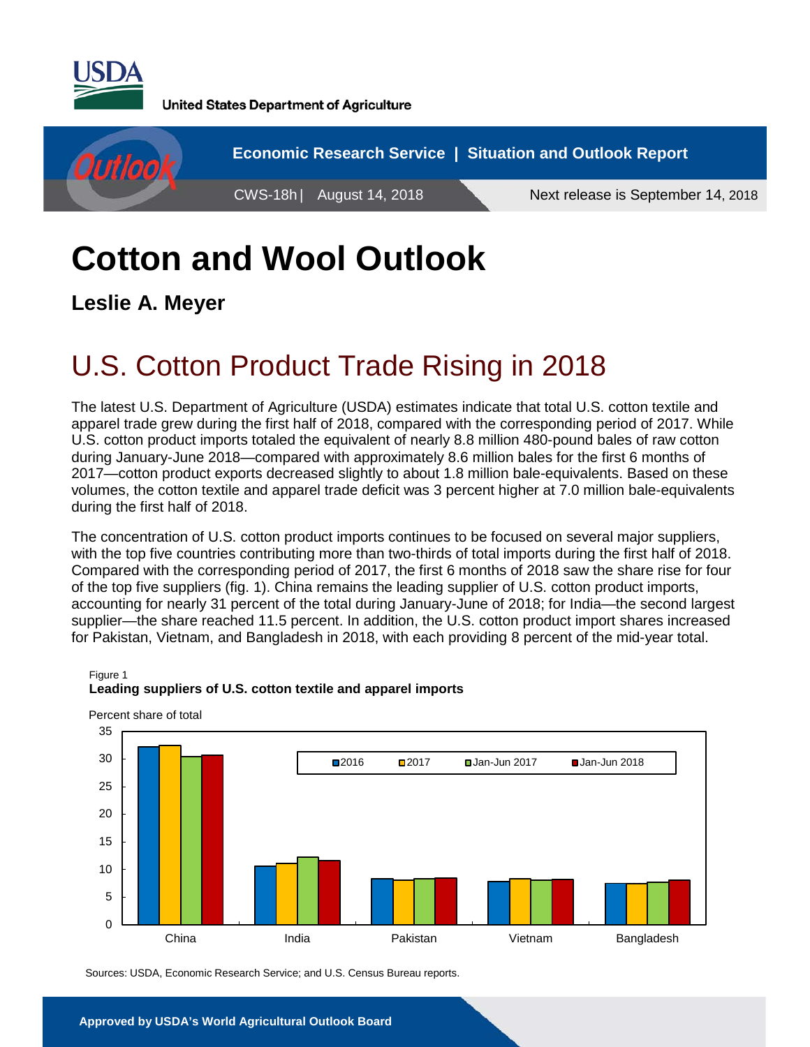United States Department of Agriculture

Economic Research Service | Situation and Outlook Report

CWS-18h | August 14, 2018

Next release is September 14, 2018

# Cotton and Wool Outlook

**Leslie A. Meyer**

## U.S. Cotton Product Trade Rising in 2018

The latest U.S. Department of Agriculture (USDA) estimates indicate that total U.S. cotton textile and apparel trade grew during the first half of 2018, compared with the corresponding period of 2017. While U.S. cotton product imports totaled the equivalent of nearly 8.8 million 480-pound bales of raw cotton during January-June 2018—compared with approximately 8.6 million bales for the first 6 months of 2017—cotton product exports decreased slightly to about 1.8 million bale-equivalents. Based on these volumes, the cotton textile and apparel trade deficit was 3 percent higher at 7.0 million bale-equivalents during the first half of 2018.

The concentration of U.S. cotton product imports continues to be focused on several major suppliers, with the top five countries contributing more than two-thirds of total imports during the first half of 2018. Compared with the corresponding period of 2017, the first 6 months of 2018 saw the share rise for four of the top five suppliers (fig. 1). China remains the leading supplier of U.S. cotton product imports, accounting for nearly 31 percent of the total during January-June of 2018; for India—the second largest supplier—the share reached 11.5 percent. In addition, the U.S. cotton product import shares increased for Pakistan, Vietnam, and Bangladesh in 2018, with each providing 8 percent of the mid-year total.

Figure 1
**Leading suppliers of U.S. cotton textile and apparel imports**

Sources: USDA, Economic Research Service; and U.S. Census Bureau reports.

**Approved by USDA's World Agricultural Outlook Board**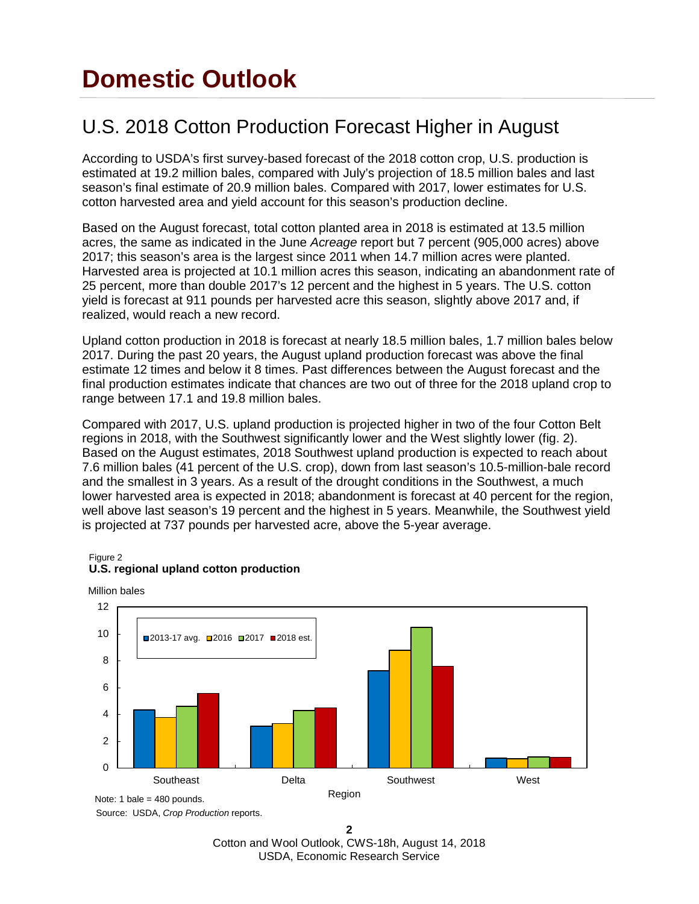# Domestic Outlook

## U.S. 2018 Cotton Production Forecast Higher in August

According to USDA's first survey-based forecast of the 2018 cotton crop, U.S. production is estimated at 19.2 million bales, compared with July's projection of 18.5 million bales and last season's final estimate of 20.9 million bales. Compared with 2017, lower estimates for U.S. cotton harvested area and yield account for this season's production decline.

Based on the August forecast, total cotton planted area in 2018 is estimated at 13.5 million acres, the same as indicated in the June *Acreage* report but 7 percent (905,000 acres) above 2017; this season's area is the largest since 2011 when 14.7 million acres were planted. Harvested area is projected at 10.1 million acres this season, indicating an abandonment rate of 25 percent, more than double 2017's 12 percent and the highest in 5 years. The U.S. cotton yield is forecast at 911 pounds per harvested acre this season, slightly above 2017 and, if realized, would reach a new record.

Upland cotton production in 2018 is forecast at nearly 18.5 million bales, 1.7 million bales below 2017. During the past 20 years, the August upland production forecast was above the final estimate 12 times and below it 8 times. Past differences between the August forecast and the final production estimates indicate that chances are two out of three for the 2018 upland crop to range between 17.1 and 19.8 million bales.

Compared with 2017, U.S. upland production is projected higher in two of the four Cotton Belt regions in 2018, with the Southwest significantly lower and the West slightly lower (fig. 2). Based on the August estimates, 2018 Southwest upland production is expected to reach about 7.6 million bales (41 percent of the U.S. crop), down from last season's 10.5-million-bale record and the smallest in 3 years. As a result of the drought conditions in the Southwest, a much lower harvested area is expected in 2018; abandonment is forecast at 40 percent for the region, well above last season's 19 percent and the highest in 5 years. Meanwhile, the Southwest yield is projected at 737 pounds per harvested acre, above the 5-year average.

Figure 2
**U.S. regional upland cotton production**

Million bales

Legend: 2013-17 avg., 2016, 2017, 2018 est.

Regions: Southeast, Delta, Southwest, West

Region

Note: 1 bale = 480 pounds.

Source: USDA, *Crop Production* reports.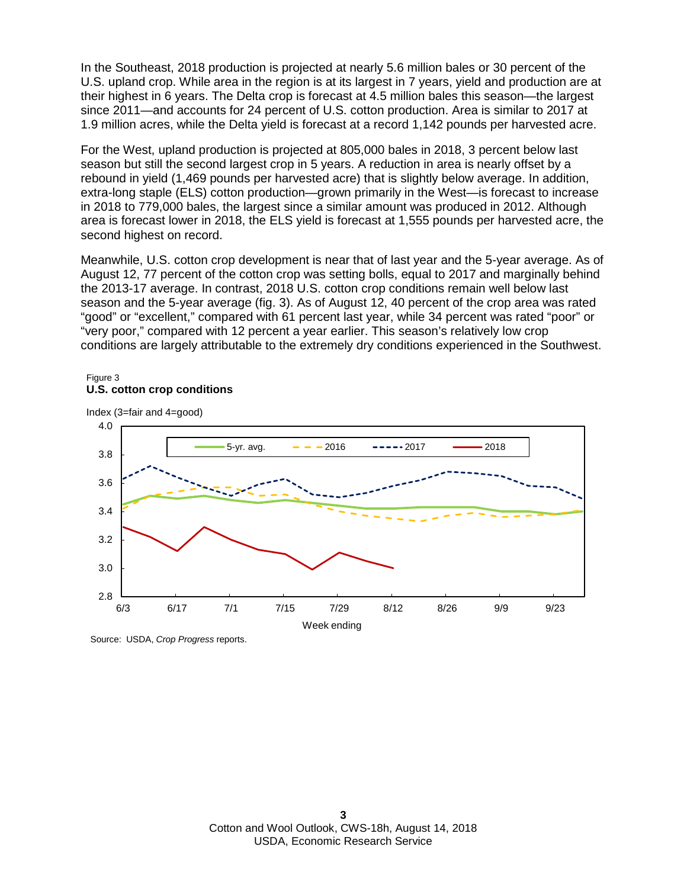In the Southeast, 2018 production is projected at nearly 5.6 million bales or 30 percent of the U.S. upland crop. While area in the region is at its largest in 7 years, yield and production are at their highest in 6 years. The Delta crop is forecast at 4.5 million bales this season—the largest since 2011—and accounts for 24 percent of U.S. cotton production. Area is similar to 2017 at 1.9 million acres, while the Delta yield is forecast at a record 1,142 pounds per harvested acre.

For the West, upland production is projected at 805,000 bales in 2018, 3 percent below last season but still the second largest crop in 5 years. A reduction in area is nearly offset by a rebound in yield (1,469 pounds per harvested acre) that is slightly below average. In addition, extra-long staple (ELS) cotton production—grown primarily in the West—is forecast to increase in 2018 to 779,000 bales, the largest since a similar amount was produced in 2012. Although area is forecast lower in 2018, the ELS yield is forecast at 1,555 pounds per harvested acre, the second highest on record.

Meanwhile, U.S. cotton crop development is near that of last year and the 5-year average. As of August 12, 77 percent of the cotton crop was setting bolls, equal to 2017 and marginally behind the 2013-17 average. In contrast, 2018 U.S. cotton crop conditions remain well below last season and the 5-year average (fig. 3). As of August 12, 40 percent of the crop area was rated "good" or "excellent," compared with 61 percent last year, while 34 percent was rated "poor" or "very poor," compared with 12 percent a year earlier. This season's relatively low crop conditions are largely attributable to the extremely dry conditions experienced in the Southwest.

Figure 3

**U.S. cotton crop conditions**

Index (3=fair and 4=good)

Source: USDA, *Crop Progress* reports.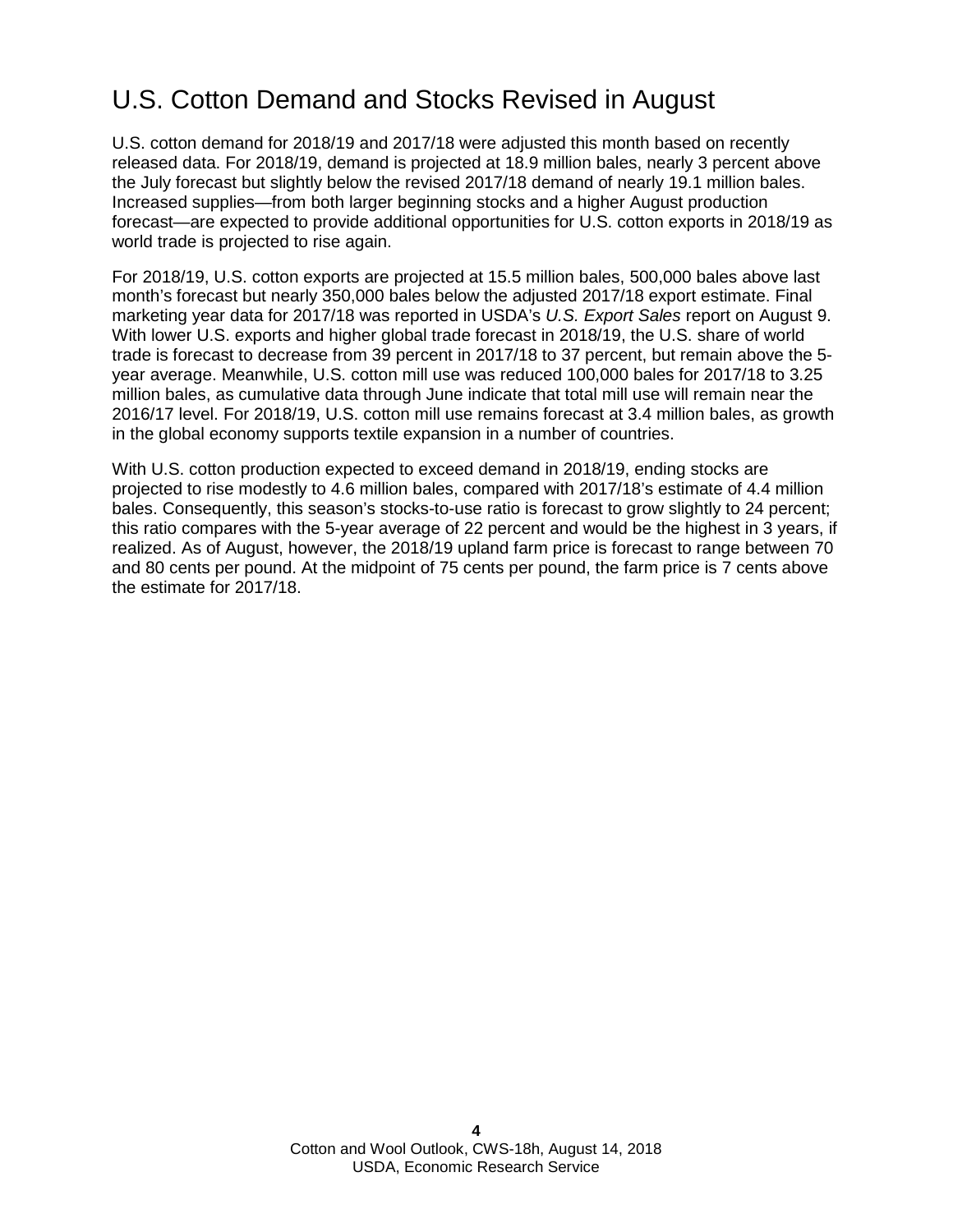# U.S. Cotton Demand and Stocks Revised in August

U.S. cotton demand for 2018/19 and 2017/18 were adjusted this month based on recently released data. For 2018/19, demand is projected at 18.9 million bales, nearly 3 percent above the July forecast but slightly below the revised 2017/18 demand of nearly 19.1 million bales. Increased supplies—from both larger beginning stocks and a higher August production forecast—are expected to provide additional opportunities for U.S. cotton exports in 2018/19 as world trade is projected to rise again.

For 2018/19, U.S. cotton exports are projected at 15.5 million bales, 500,000 bales above last month's forecast but nearly 350,000 bales below the adjusted 2017/18 export estimate. Final marketing year data for 2017/18 was reported in USDA's *U.S. Export Sales* report on August 9. With lower U.S. exports and higher global trade forecast in 2018/19, the U.S. share of world trade is forecast to decrease from 39 percent in 2017/18 to 37 percent, but remain above the 5-year average. Meanwhile, U.S. cotton mill use was reduced 100,000 bales for 2017/18 to 3.25 million bales, as cumulative data through June indicate that total mill use will remain near the 2016/17 level. For 2018/19, U.S. cotton mill use remains forecast at 3.4 million bales, as growth in the global economy supports textile expansion in a number of countries.

With U.S. cotton production expected to exceed demand in 2018/19, ending stocks are projected to rise modestly to 4.6 million bales, compared with 2017/18's estimate of 4.4 million bales. Consequently, this season's stocks-to-use ratio is forecast to grow slightly to 24 percent; this ratio compares with the 5-year average of 22 percent and would be the highest in 3 years, if realized. As of August, however, the 2018/19 upland farm price is forecast to range between 70 and 80 cents per pound. At the midpoint of 75 cents per pound, the farm price is 7 cents above the estimate for 2017/18.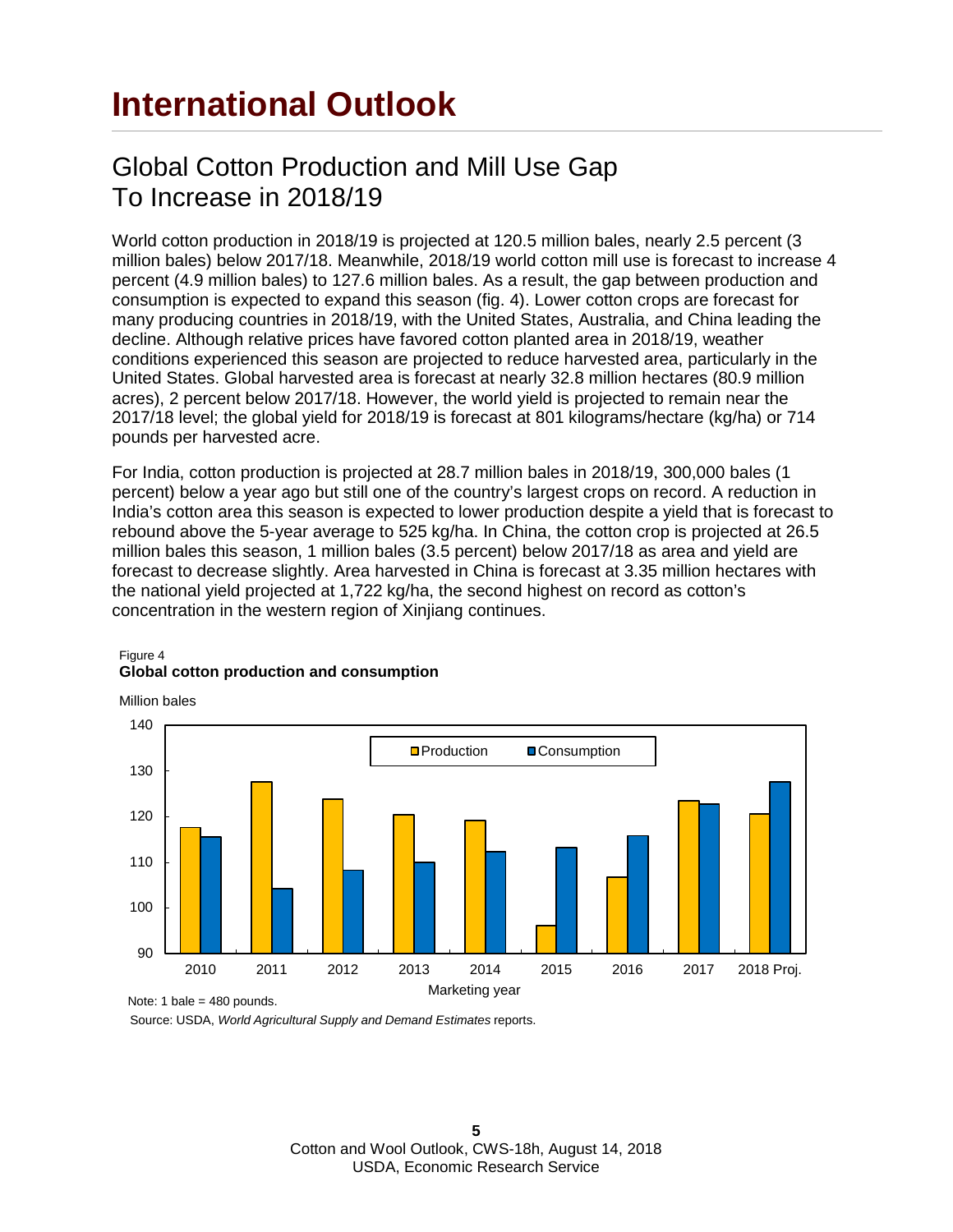# International Outlook

## Global Cotton Production and Mill Use Gap To Increase in 2018/19

World cotton production in 2018/19 is projected at 120.5 million bales, nearly 2.5 percent (3 million bales) below 2017/18. Meanwhile, 2018/19 world cotton mill use is forecast to increase 4 percent (4.9 million bales) to 127.6 million bales. As a result, the gap between production and consumption is expected to expand this season (fig. 4). Lower cotton crops are forecast for many producing countries in 2018/19, with the United States, Australia, and China leading the decline. Although relative prices have favored cotton planted area in 2018/19, weather conditions experienced this season are projected to reduce harvested area, particularly in the United States. Global harvested area is forecast at nearly 32.8 million hectares (80.9 million acres), 2 percent below 2017/18. However, the world yield is projected to remain near the 2017/18 level; the global yield for 2018/19 is forecast at 801 kilograms/hectare (kg/ha) or 714 pounds per harvested acre.

For India, cotton production is projected at 28.7 million bales in 2018/19, 300,000 bales (1 percent) below a year ago but still one of the country's largest crops on record. A reduction in India's cotton area this season is expected to lower production despite a yield that is forecast to rebound above the 5-year average to 525 kg/ha. In China, the cotton crop is projected at 26.5 million bales this season, 1 million bales (3.5 percent) below 2017/18 as area and yield are forecast to decrease slightly. Area harvested in China is forecast at 3.35 million hectares with the national yield projected at 1,722 kg/ha, the second highest on record as cotton's concentration in the western region of Xinjiang continues.

Figure 4
**Global cotton production and consumption**

Million bales

| Marketing year | Production | Consumption |
|---|---|---|
| 2010 | ~117.5 | ~115.5 |
| 2011 | ~127.5 | ~104 |
| 2012 | ~124 | ~108 |
| 2013 | ~120.5 | ~110 |
| 2014 | ~119 | ~112 |
| 2015 | ~96 | ~113 |
| 2016 | ~106.5 | ~116 |
| 2017 | ~123.5 | ~123 |
| 2018 Proj. | ~120.5 | ~127.6 |

Note: 1 bale = 480 pounds.

Source: USDA, *World Agricultural Supply and Demand Estimates* reports.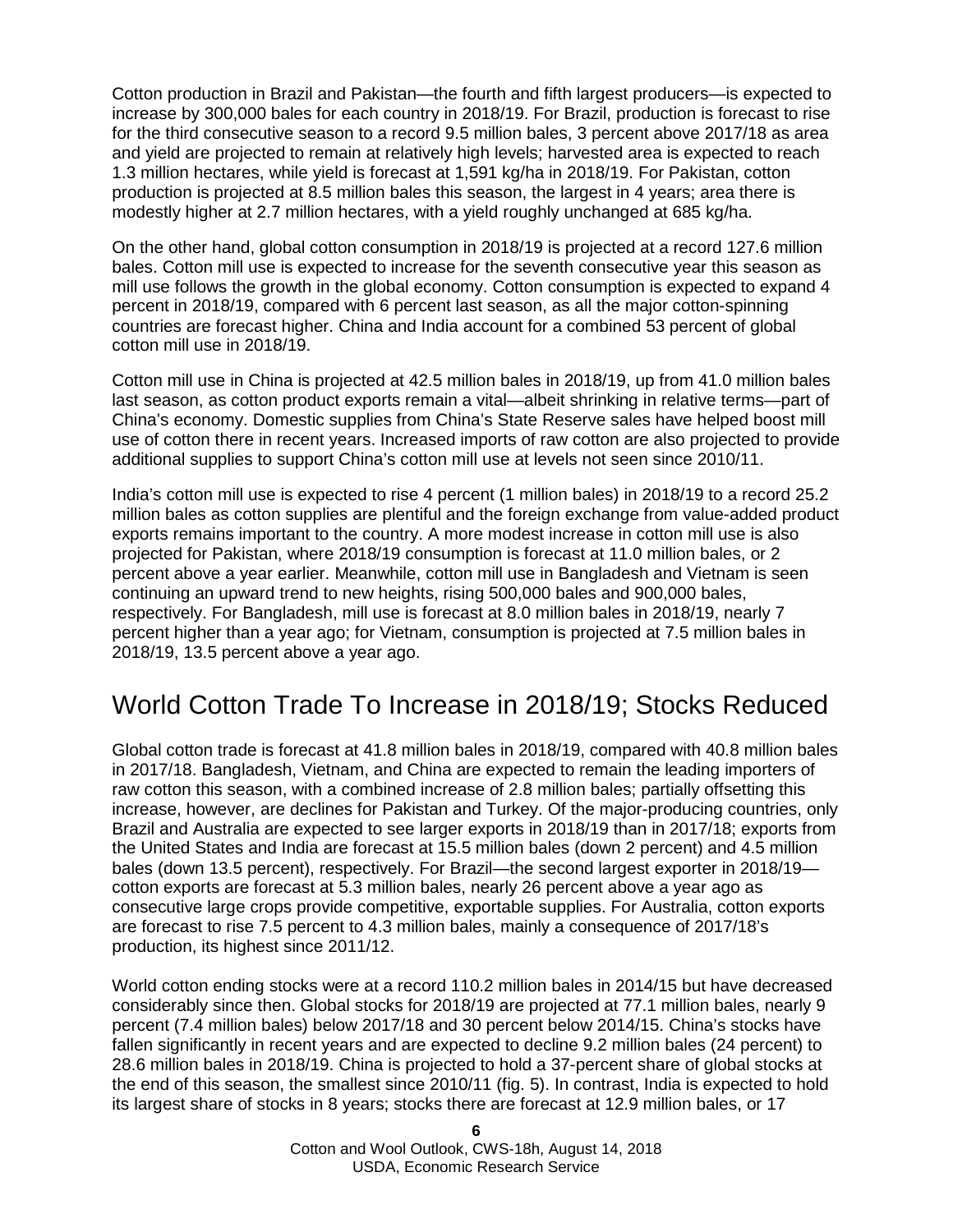Cotton production in Brazil and Pakistan—the fourth and fifth largest producers—is expected to increase by 300,000 bales for each country in 2018/19. For Brazil, production is forecast to rise for the third consecutive season to a record 9.5 million bales, 3 percent above 2017/18 as area and yield are projected to remain at relatively high levels; harvested area is expected to reach 1.3 million hectares, while yield is forecast at 1,591 kg/ha in 2018/19. For Pakistan, cotton production is projected at 8.5 million bales this season, the largest in 4 years; area there is modestly higher at 2.7 million hectares, with a yield roughly unchanged at 685 kg/ha.

On the other hand, global cotton consumption in 2018/19 is projected at a record 127.6 million bales. Cotton mill use is expected to increase for the seventh consecutive year this season as mill use follows the growth in the global economy. Cotton consumption is expected to expand 4 percent in 2018/19, compared with 6 percent last season, as all the major cotton-spinning countries are forecast higher. China and India account for a combined 53 percent of global cotton mill use in 2018/19.

Cotton mill use in China is projected at 42.5 million bales in 2018/19, up from 41.0 million bales last season, as cotton product exports remain a vital—albeit shrinking in relative terms—part of China's economy. Domestic supplies from China's State Reserve sales have helped boost mill use of cotton there in recent years. Increased imports of raw cotton are also projected to provide additional supplies to support China's cotton mill use at levels not seen since 2010/11.

India's cotton mill use is expected to rise 4 percent (1 million bales) in 2018/19 to a record 25.2 million bales as cotton supplies are plentiful and the foreign exchange from value-added product exports remains important to the country. A more modest increase in cotton mill use is also projected for Pakistan, where 2018/19 consumption is forecast at 11.0 million bales, or 2 percent above a year earlier. Meanwhile, cotton mill use in Bangladesh and Vietnam is seen continuing an upward trend to new heights, rising 500,000 bales and 900,000 bales, respectively. For Bangladesh, mill use is forecast at 8.0 million bales in 2018/19, nearly 7 percent higher than a year ago; for Vietnam, consumption is projected at 7.5 million bales in 2018/19, 13.5 percent above a year ago.

## World Cotton Trade To Increase in 2018/19; Stocks Reduced

Global cotton trade is forecast at 41.8 million bales in 2018/19, compared with 40.8 million bales in 2017/18. Bangladesh, Vietnam, and China are expected to remain the leading importers of raw cotton this season, with a combined increase of 2.8 million bales; partially offsetting this increase, however, are declines for Pakistan and Turkey. Of the major-producing countries, only Brazil and Australia are expected to see larger exports in 2018/19 than in 2017/18; exports from the United States and India are forecast at 15.5 million bales (down 2 percent) and 4.5 million bales (down 13.5 percent), respectively. For Brazil—the second largest exporter in 2018/19—cotton exports are forecast at 5.3 million bales, nearly 26 percent above a year ago as consecutive large crops provide competitive, exportable supplies. For Australia, cotton exports are forecast to rise 7.5 percent to 4.3 million bales, mainly a consequence of 2017/18's production, its highest since 2011/12.

World cotton ending stocks were at a record 110.2 million bales in 2014/15 but have decreased considerably since then. Global stocks for 2018/19 are projected at 77.1 million bales, nearly 9 percent (7.4 million bales) below 2017/18 and 30 percent below 2014/15. China's stocks have fallen significantly in recent years and are expected to decline 9.2 million bales (24 percent) to 28.6 million bales in 2018/19. China is projected to hold a 37-percent share of global stocks at the end of this season, the smallest since 2010/11 (fig. 5). In contrast, India is expected to hold its largest share of stocks in 8 years; stocks there are forecast at 12.9 million bales, or 17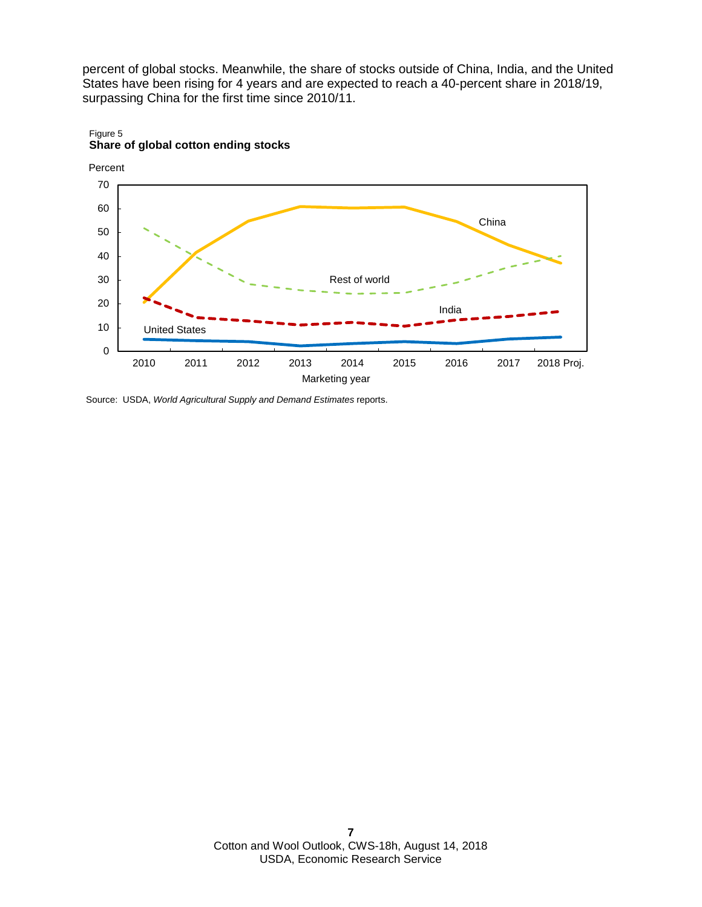percent of global stocks. Meanwhile, the share of stocks outside of China, India, and the United States have been rising for 4 years and are expected to reach a 40-percent share in 2018/19, surpassing China for the first time since 2010/11.

Figure 5
**Share of global cotton ending stocks**

Source: USDA, *World Agricultural Supply and Demand Estimates* reports.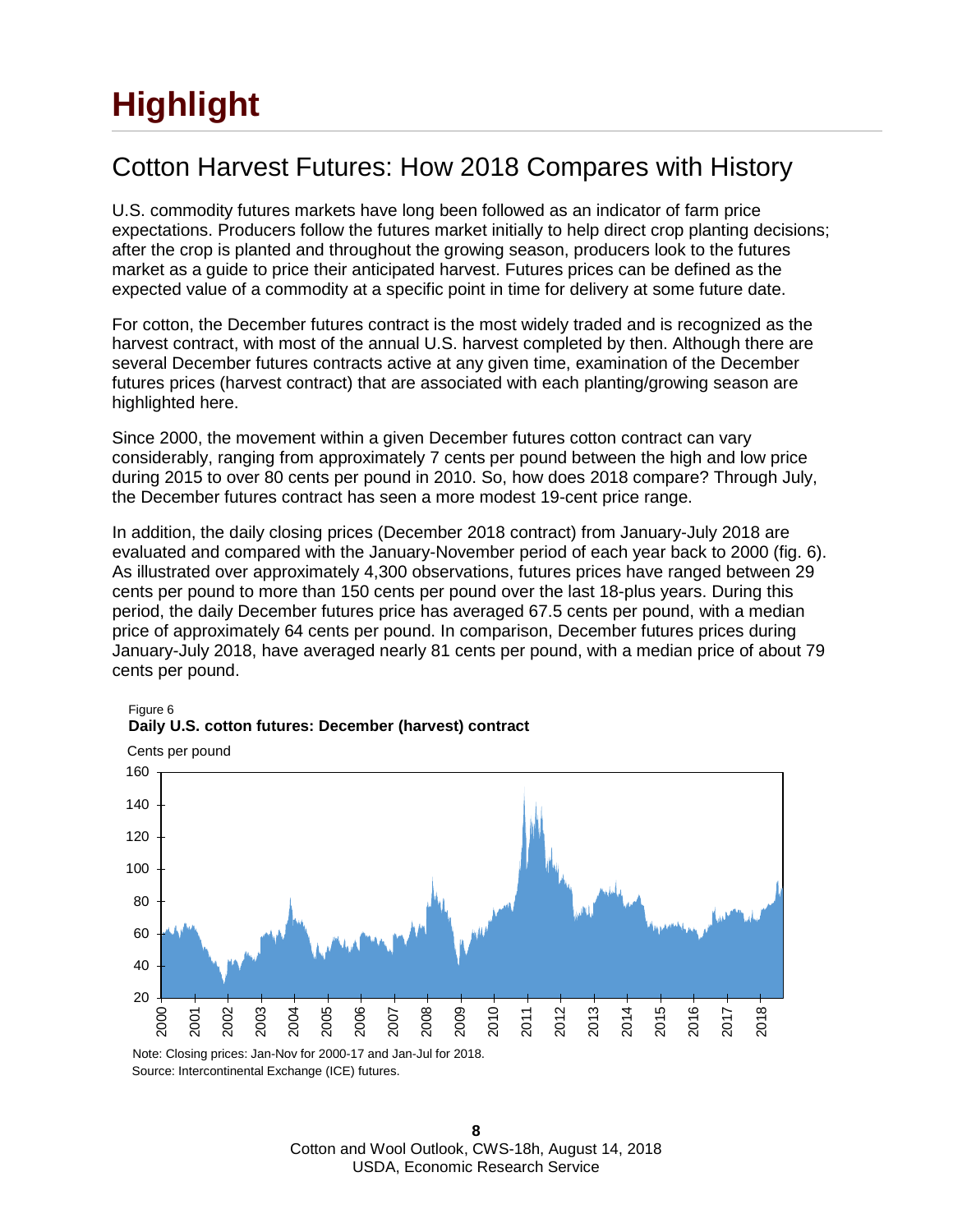# Highlight

## Cotton Harvest Futures: How 2018 Compares with History

U.S. commodity futures markets have long been followed as an indicator of farm price expectations. Producers follow the futures market initially to help direct crop planting decisions; after the crop is planted and throughout the growing season, producers look to the futures market as a guide to price their anticipated harvest. Futures prices can be defined as the expected value of a commodity at a specific point in time for delivery at some future date.

For cotton, the December futures contract is the most widely traded and is recognized as the harvest contract, with most of the annual U.S. harvest completed by then. Although there are several December futures contracts active at any given time, examination of the December futures prices (harvest contract) that are associated with each planting/growing season are highlighted here.

Since 2000, the movement within a given December futures cotton contract can vary considerably, ranging from approximately 7 cents per pound between the high and low price during 2015 to over 80 cents per pound in 2010. So, how does 2018 compare? Through July, the December futures contract has seen a more modest 19-cent price range.

In addition, the daily closing prices (December 2018 contract) from January-July 2018 are evaluated and compared with the January-November period of each year back to 2000 (fig. 6). As illustrated over approximately 4,300 observations, futures prices have ranged between 29 cents per pound to more than 150 cents per pound over the last 18-plus years. During this period, the daily December futures price has averaged 67.5 cents per pound, with a median price of approximately 64 cents per pound. In comparison, December futures prices during January-July 2018, have averaged nearly 81 cents per pound, with a median price of about 79 cents per pound.

Figure 6
**Daily U.S. cotton futures: December (harvest) contract**

Cents per pound

Note: Closing prices: Jan-Nov for 2000-17 and Jan-Jul for 2018.
Source: Intercontinental Exchange (ICE) futures.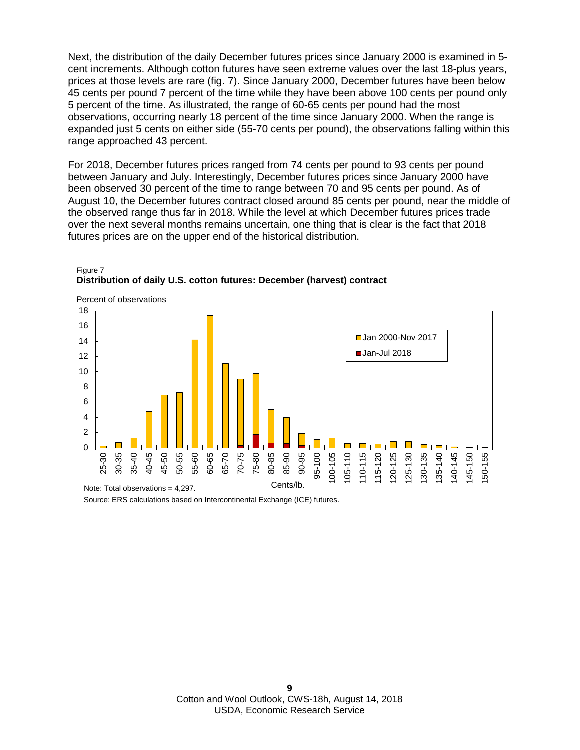Next, the distribution of the daily December futures prices since January 2000 is examined in 5-cent increments. Although cotton futures have seen extreme values over the last 18-plus years, prices at those levels are rare (fig. 7). Since January 2000, December futures have been below 45 cents per pound 7 percent of the time while they have been above 100 cents per pound only 5 percent of the time. As illustrated, the range of 60-65 cents per pound had the most observations, occurring nearly 18 percent of the time since January 2000. When the range is expanded just 5 cents on either side (55-70 cents per pound), the observations falling within this range approached 43 percent.

For 2018, December futures prices ranged from 74 cents per pound to 93 cents per pound between January and July. Interestingly, December futures prices since January 2000 have been observed 30 percent of the time to range between 70 and 95 cents per pound. As of August 10, the December futures contract closed around 85 cents per pound, near the middle of the observed range thus far in 2018. While the level at which December futures prices trade over the next several months remains uncertain, one thing that is clear is the fact that 2018 futures prices are on the upper end of the historical distribution.

Figure 7
**Distribution of daily U.S. cotton futures: December (harvest) contract**

Percent of observations

Legend: Jan 2000-Nov 2017; Jan-Jul 2018

Cents/lb.: 25-30, 30-35, 35-40, 40-45, 45-50, 50-55, 55-60, 60-65, 65-70, 70-75, 75-80, 80-85, 85-90, 90-95, 95-100, 100-105, 105-110, 110-115, 115-120, 120-125, 125-130, 130-135, 135-140, 140-145, 145-150, 150-155

Note: Total observations = 4,297.

Source: ERS calculations based on Intercontinental Exchange (ICE) futures.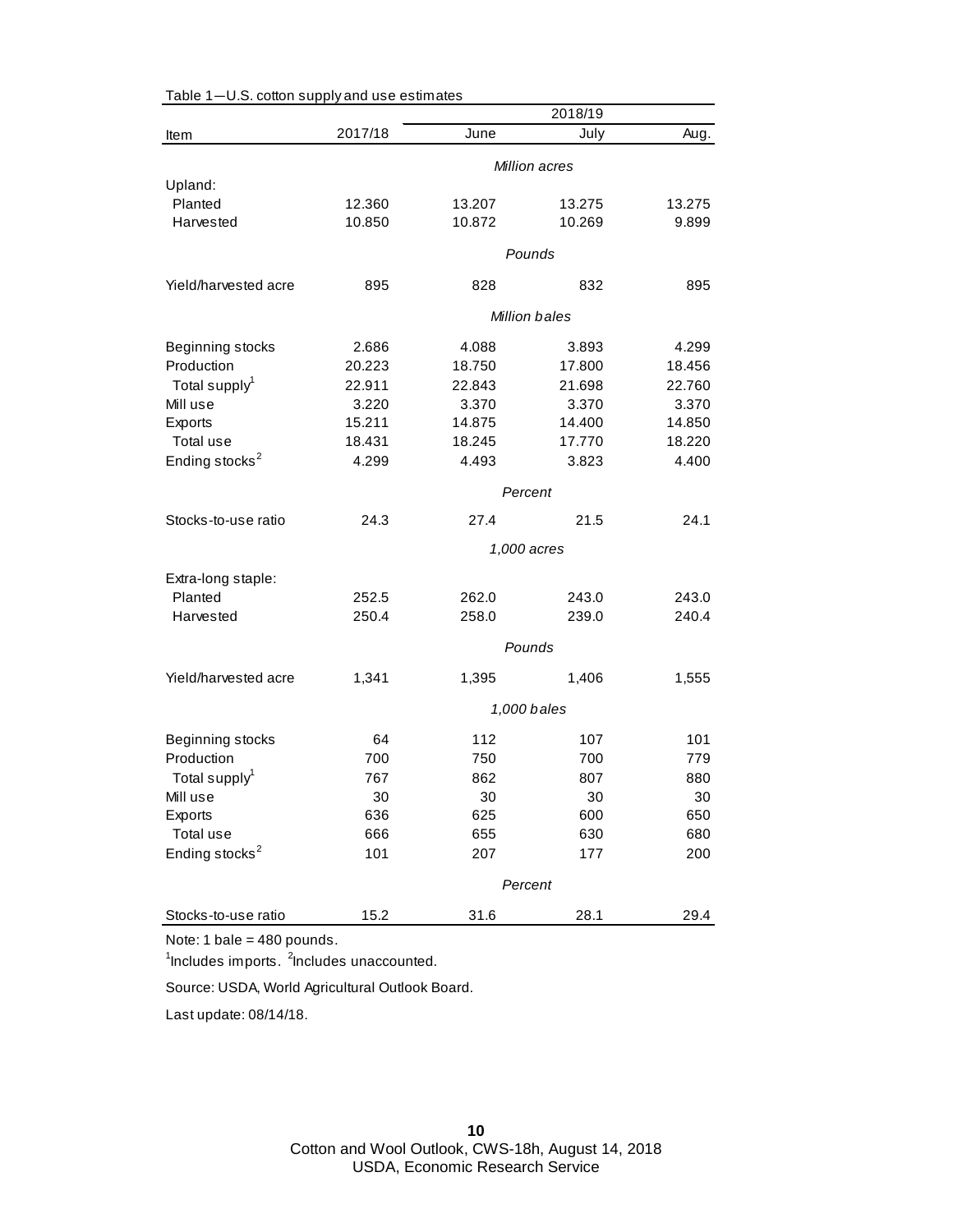Table 1—U.S. cotton supply and use estimates

| Item | 2017/18 | 2018/19 June | 2018/19 July | 2018/19 Aug. |
|---|---|---|---|---|
| | | *Million acres* | | |
| Upland: | | | | |
| Planted | 12.360 | 13.207 | 13.275 | 13.275 |
| Harvested | 10.850 | 10.872 | 10.269 | 9.899 |
| | | *Pounds* | | |
| Yield/harvested acre | 895 | 828 | 832 | 895 |
| | | *Million bales* | | |
| Beginning stocks | 2.686 | 4.088 | 3.893 | 4.299 |
| Production | 20.223 | 18.750 | 17.800 | 18.456 |
| Total supply[1] | 22.911 | 22.843 | 21.698 | 22.760 |
| Mill use | 3.220 | 3.370 | 3.370 | 3.370 |
| Exports | 15.211 | 14.875 | 14.400 | 14.850 |
| Total use | 18.431 | 18.245 | 17.770 | 18.220 |
| Ending stocks[2] | 4.299 | 4.493 | 3.823 | 4.400 |
| | | *Percent* | | |
| Stocks-to-use ratio | 24.3 | 27.4 | 21.5 | 24.1 |
| | | *1,000 acres* | | |
| Extra-long staple: | | | | |
| Planted | 252.5 | 262.0 | 243.0 | 243.0 |
| Harvested | 250.4 | 258.0 | 239.0 | 240.4 |
| | | *Pounds* | | |
| Yield/harvested acre | 1,341 | 1,395 | 1,406 | 1,555 |
| | | *1,000 bales* | | |
| Beginning stocks | 64 | 112 | 107 | 101 |
| Production | 700 | 750 | 700 | 779 |
| Total supply[1] | 767 | 862 | 807 | 880 |
| Mill use | 30 | 30 | 30 | 30 |
| Exports | 636 | 625 | 600 | 650 |
| Total use | 666 | 655 | 630 | 680 |
| Ending stocks[2] | 101 | 207 | 177 | 200 |
| | | *Percent* | | |
| Stocks-to-use ratio | 15.2 | 31.6 | 28.1 | 29.4 |

Note: 1 bale = 480 pounds.

[1]Includes imports. [2]Includes unaccounted.

Source: USDA, World Agricultural Outlook Board.

Last update: 08/14/18.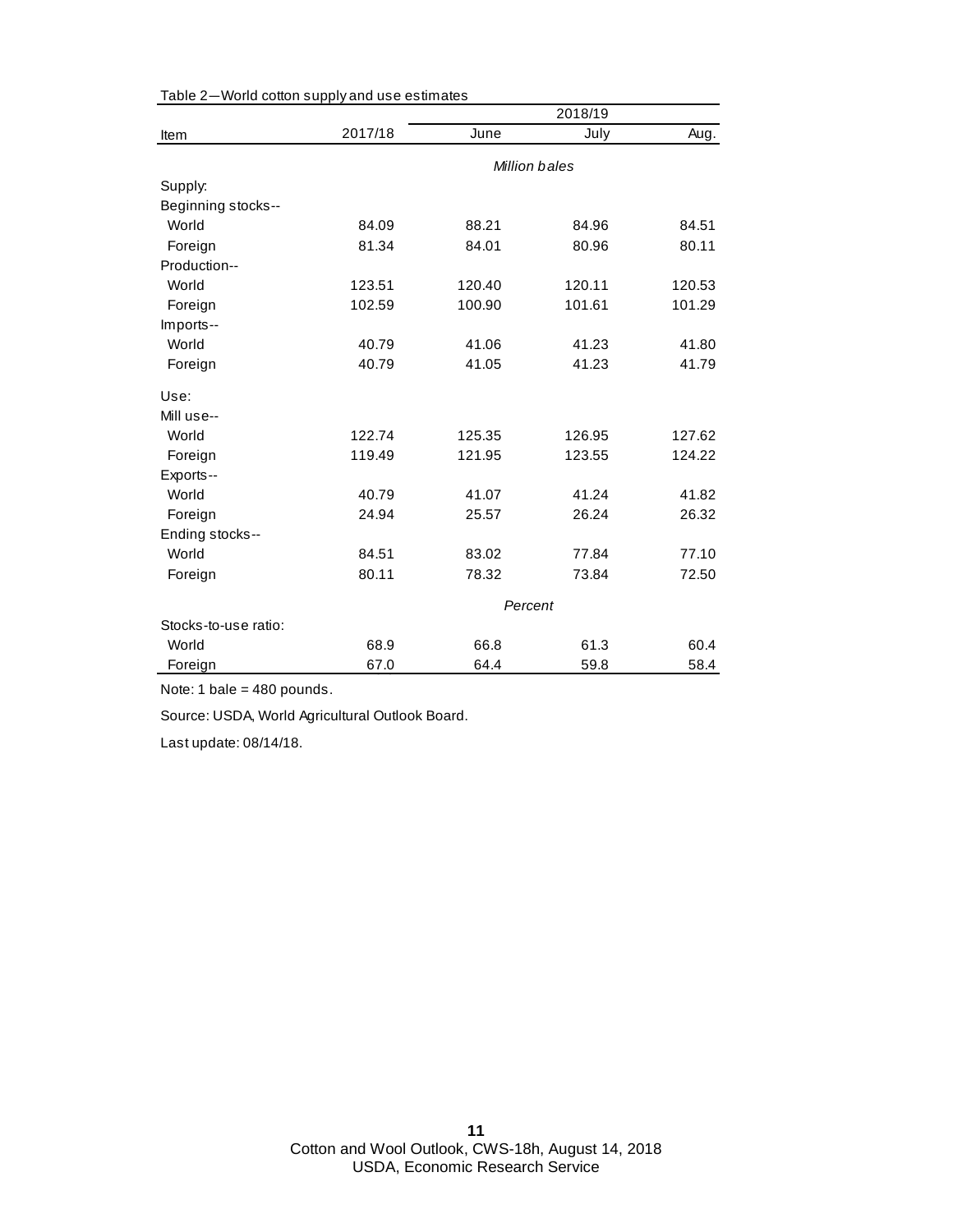Table 2—World cotton supply and use estimates

| Item | 2017/18 | 2018/19 | | |
|---|---|---|---|---|
| | | June | July | Aug. |
| | *Million bales* | | | |
| Supply: | | | | |
| Beginning stocks-- | | | | |
| World | 84.09 | 88.21 | 84.96 | 84.51 |
| Foreign | 81.34 | 84.01 | 80.96 | 80.11 |
| Production-- | | | | |
| World | 123.51 | 120.40 | 120.11 | 120.53 |
| Foreign | 102.59 | 100.90 | 101.61 | 101.29 |
| Imports-- | | | | |
| World | 40.79 | 41.06 | 41.23 | 41.80 |
| Foreign | 40.79 | 41.05 | 41.23 | 41.79 |
| Use: | | | | |
| Mill use-- | | | | |
| World | 122.74 | 125.35 | 126.95 | 127.62 |
| Foreign | 119.49 | 121.95 | 123.55 | 124.22 |
| Exports-- | | | | |
| World | 40.79 | 41.07 | 41.24 | 41.82 |
| Foreign | 24.94 | 25.57 | 26.24 | 26.32 |
| Ending stocks-- | | | | |
| World | 84.51 | 83.02 | 77.84 | 77.10 |
| Foreign | 80.11 | 78.32 | 73.84 | 72.50 |
| | *Percent* | | | |
| Stocks-to-use ratio: | | | | |
| World | 68.9 | 66.8 | 61.3 | 60.4 |
| Foreign | 67.0 | 64.4 | 59.8 | 58.4 |

Note: 1 bale = 480 pounds.

Source: USDA, World Agricultural Outlook Board.

Last update: 08/14/18.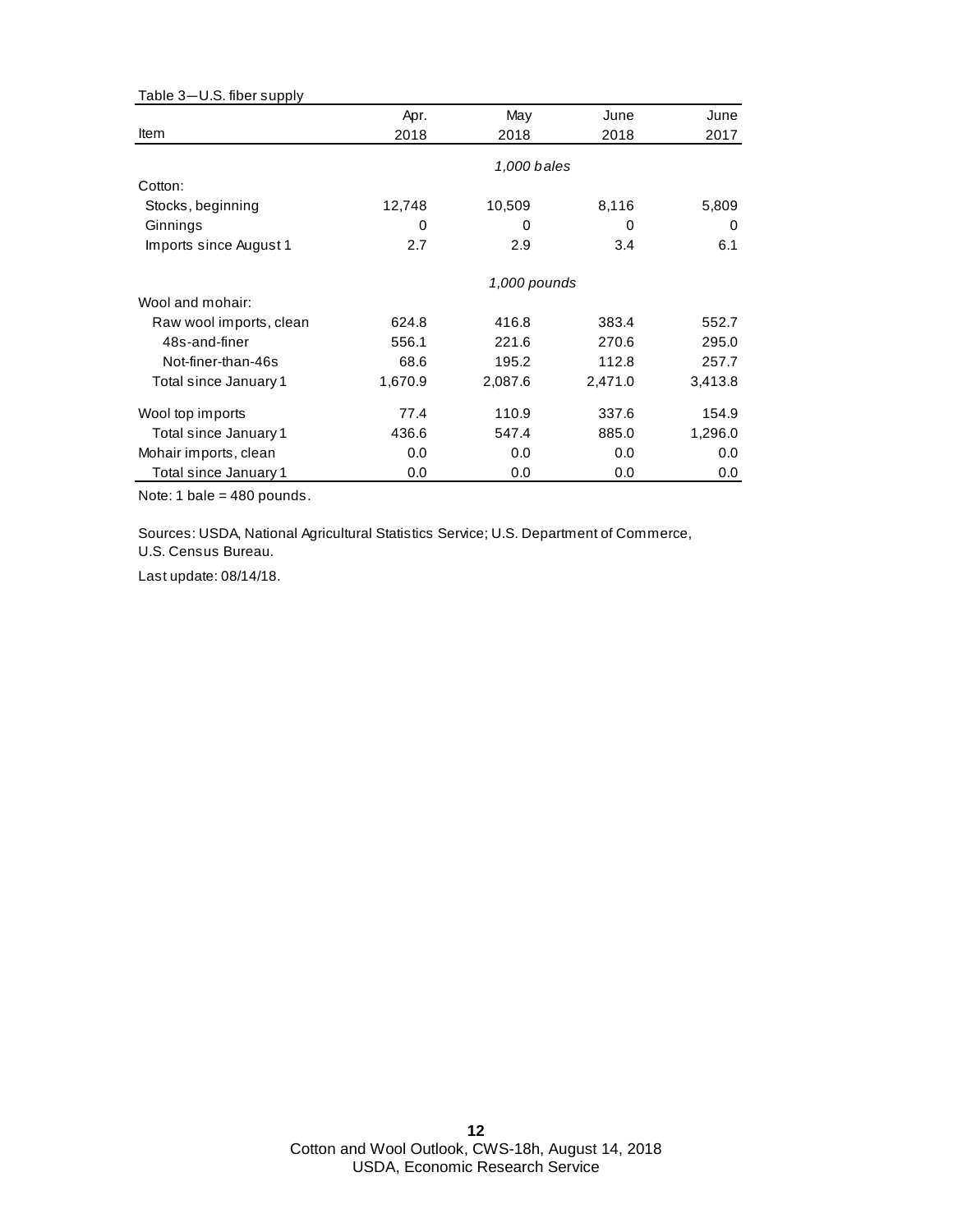Table 3—U.S. fiber supply

| Item | Apr. 2018 | May 2018 | June 2018 | June 2017 |
|---|---|---|---|---|
| | *1,000 bales* | | | |
| Cotton: | | | | |
| Stocks, beginning | 12,748 | 10,509 | 8,116 | 5,809 |
| Ginnings | 0 | 0 | 0 | 0 |
| Imports since August 1 | 2.7 | 2.9 | 3.4 | 6.1 |
| | *1,000 pounds* | | | |
| Wool and mohair: | | | | |
| Raw wool imports, clean | 624.8 | 416.8 | 383.4 | 552.7 |
| 48s-and-finer | 556.1 | 221.6 | 270.6 | 295.0 |
| Not-finer-than-46s | 68.6 | 195.2 | 112.8 | 257.7 |
| Total since January 1 | 1,670.9 | 2,087.6 | 2,471.0 | 3,413.8 |
| Wool top imports | 77.4 | 110.9 | 337.6 | 154.9 |
| Total since January 1 | 436.6 | 547.4 | 885.0 | 1,296.0 |
| Mohair imports, clean | 0.0 | 0.0 | 0.0 | 0.0 |
| Total since January 1 | 0.0 | 0.0 | 0.0 | 0.0 |

Note: 1 bale = 480 pounds.

Sources: USDA, National Agricultural Statistics Service; U.S. Department of Commerce, U.S. Census Bureau.

Last update: 08/14/18.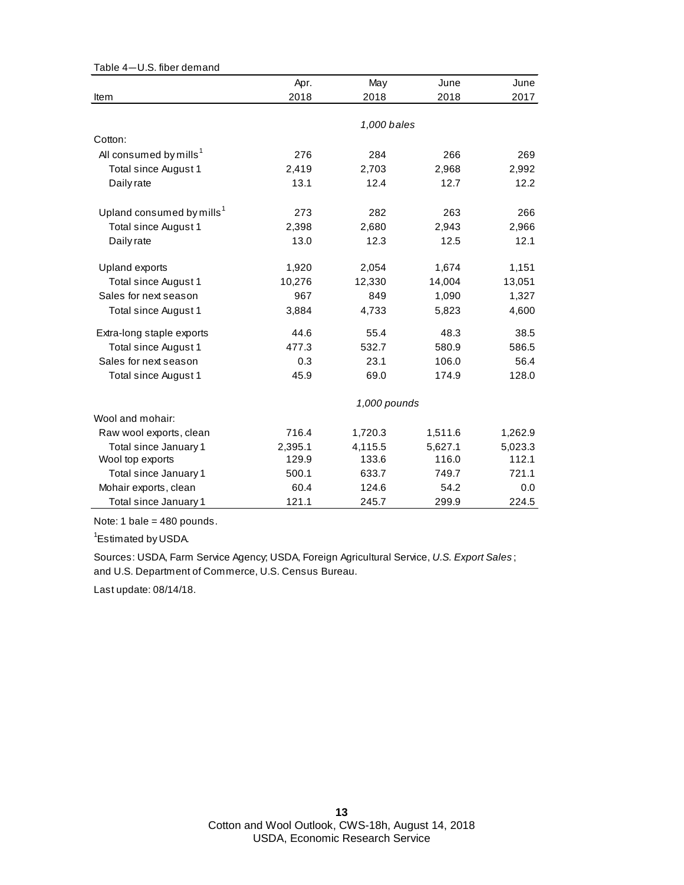Table 4—U.S. fiber demand

| Item | Apr. 2018 | May 2018 | June 2018 | June 2017 |
|---|---|---|---|---|
| | | *1,000 bales* | | |
| Cotton: | | | | |
| All consumed by mills[1] | 276 | 284 | 266 | 269 |
| Total since August 1 | 2,419 | 2,703 | 2,968 | 2,992 |
| Daily rate | 13.1 | 12.4 | 12.7 | 12.2 |
| Upland consumed by mills[1] | 273 | 282 | 263 | 266 |
| Total since August 1 | 2,398 | 2,680 | 2,943 | 2,966 |
| Daily rate | 13.0 | 12.3 | 12.5 | 12.1 |
| Upland exports | 1,920 | 2,054 | 1,674 | 1,151 |
| Total since August 1 | 10,276 | 12,330 | 14,004 | 13,051 |
| Sales for next season | 967 | 849 | 1,090 | 1,327 |
| Total since August 1 | 3,884 | 4,733 | 5,823 | 4,600 |
| Extra-long staple exports | 44.6 | 55.4 | 48.3 | 38.5 |
| Total since August 1 | 477.3 | 532.7 | 580.9 | 586.5 |
| Sales for next season | 0.3 | 23.1 | 106.0 | 56.4 |
| Total since August 1 | 45.9 | 69.0 | 174.9 | 128.0 |
| | | *1,000 pounds* | | |
| Wool and mohair: | | | | |
| Raw wool exports, clean | 716.4 | 1,720.3 | 1,511.6 | 1,262.9 |
| Total since January 1 | 2,395.1 | 4,115.5 | 5,627.1 | 5,023.3 |
| Wool top exports | 129.9 | 133.6 | 116.0 | 112.1 |
| Total since January 1 | 500.1 | 633.7 | 749.7 | 721.1 |
| Mohair exports, clean | 60.4 | 124.6 | 54.2 | 0.0 |
| Total since January 1 | 121.1 | 245.7 | 299.9 | 224.5 |

Note: 1 bale = 480 pounds.

[1]Estimated by USDA.

Sources: USDA, Farm Service Agency; USDA, Foreign Agricultural Service, *U.S. Export Sales*; and U.S. Department of Commerce, U.S. Census Bureau.

Last update: 08/14/18.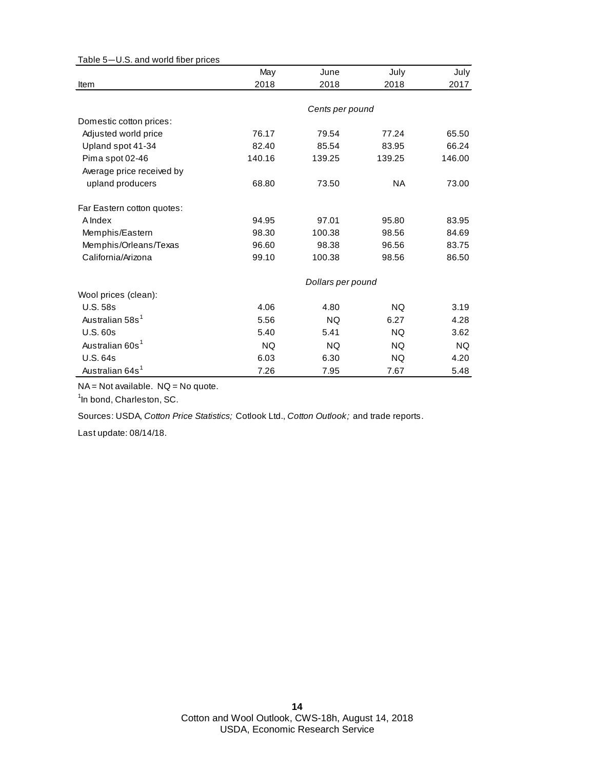Table 5—U.S. and world fiber prices

| Item | May 2018 | June 2018 | July 2018 | July 2017 |
|---|---|---|---|---|
| | *Cents per pound* | | | |
| Domestic cotton prices: | | | | |
| Adjusted world price | 76.17 | 79.54 | 77.24 | 65.50 |
| Upland spot 41-34 | 82.40 | 85.54 | 83.95 | 66.24 |
| Pima spot 02-46 | 140.16 | 139.25 | 139.25 | 146.00 |
| Average price received by upland producers | 68.80 | 73.50 | NA | 73.00 |
| Far Eastern cotton quotes: | | | | |
| A Index | 94.95 | 97.01 | 95.80 | 83.95 |
| Memphis/Eastern | 98.30 | 100.38 | 98.56 | 84.69 |
| Memphis/Orleans/Texas | 96.60 | 98.38 | 96.56 | 83.75 |
| California/Arizona | 99.10 | 100.38 | 98.56 | 86.50 |
| | *Dollars per pound* | | | |
| Wool prices (clean): | | | | |
| U.S. 58s | 4.06 | 4.80 | NQ | 3.19 |
| Australian 58s[1] | 5.56 | NQ | 6.27 | 4.28 |
| U.S. 60s | 5.40 | 5.41 | NQ | 3.62 |
| Australian 60s[1] | NQ | NQ | NQ | NQ |
| U.S. 64s | 6.03 | 6.30 | NQ | 4.20 |
| Australian 64s[1] | 7.26 | 7.95 | 7.67 | 5.48 |

NA = Not available. NQ = No quote.

[1]In bond, Charleston, SC.

Sources: USDA, *Cotton Price Statistics;* Cotlook Ltd., *Cotton Outlook;* and trade reports.

Last update: 08/14/18.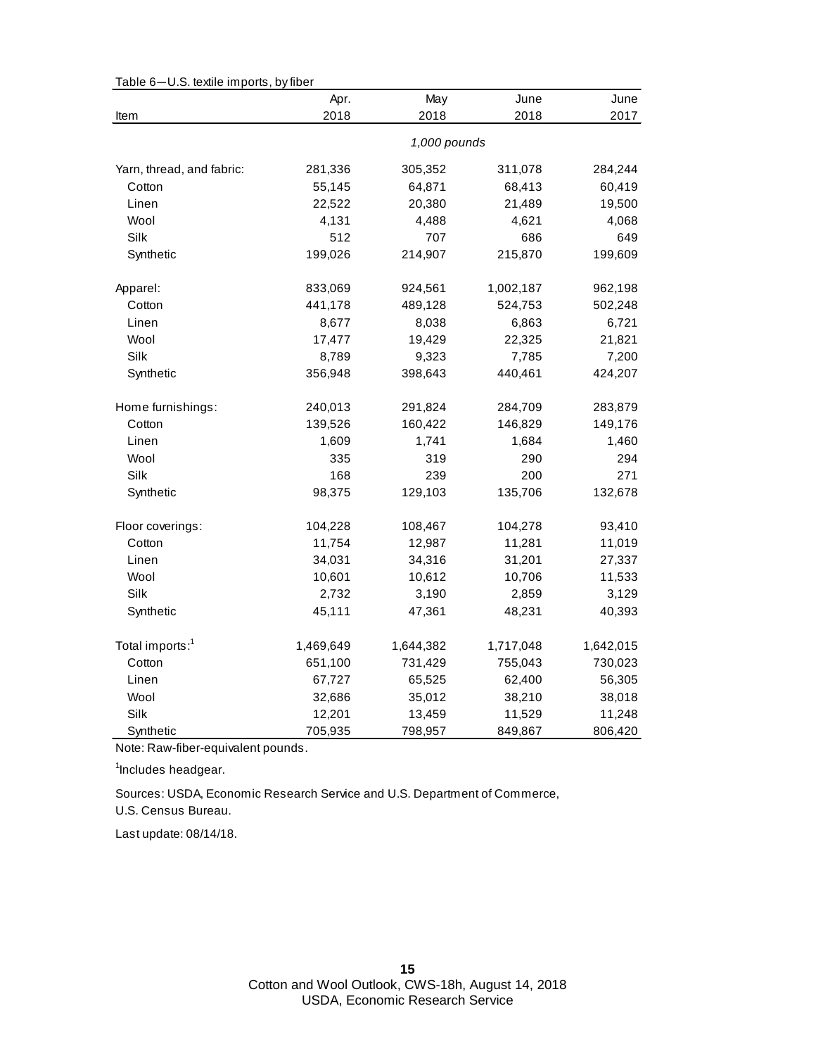Table 6—U.S. textile imports, by fiber

| Item | Apr. 2018 | May 2018 | June 2018 | June 2017 |
|---|---|---|---|---|
| | | *1,000 pounds* | | |
| Yarn, thread, and fabric: | 281,336 | 305,352 | 311,078 | 284,244 |
| Cotton | 55,145 | 64,871 | 68,413 | 60,419 |
| Linen | 22,522 | 20,380 | 21,489 | 19,500 |
| Wool | 4,131 | 4,488 | 4,621 | 4,068 |
| Silk | 512 | 707 | 686 | 649 |
| Synthetic | 199,026 | 214,907 | 215,870 | 199,609 |
| Apparel: | 833,069 | 924,561 | 1,002,187 | 962,198 |
| Cotton | 441,178 | 489,128 | 524,753 | 502,248 |
| Linen | 8,677 | 8,038 | 6,863 | 6,721 |
| Wool | 17,477 | 19,429 | 22,325 | 21,821 |
| Silk | 8,789 | 9,323 | 7,785 | 7,200 |
| Synthetic | 356,948 | 398,643 | 440,461 | 424,207 |
| Home furnishings: | 240,013 | 291,824 | 284,709 | 283,879 |
| Cotton | 139,526 | 160,422 | 146,829 | 149,176 |
| Linen | 1,609 | 1,741 | 1,684 | 1,460 |
| Wool | 335 | 319 | 290 | 294 |
| Silk | 168 | 239 | 200 | 271 |
| Synthetic | 98,375 | 129,103 | 135,706 | 132,678 |
| Floor coverings: | 104,228 | 108,467 | 104,278 | 93,410 |
| Cotton | 11,754 | 12,987 | 11,281 | 11,019 |
| Linen | 34,031 | 34,316 | 31,201 | 27,337 |
| Wool | 10,601 | 10,612 | 10,706 | 11,533 |
| Silk | 2,732 | 3,190 | 2,859 | 3,129 |
| Synthetic | 45,111 | 47,361 | 48,231 | 40,393 |
| Total imports:[1] | 1,469,649 | 1,644,382 | 1,717,048 | 1,642,015 |
| Cotton | 651,100 | 731,429 | 755,043 | 730,023 |
| Linen | 67,727 | 65,525 | 62,400 | 56,305 |
| Wool | 32,686 | 35,012 | 38,210 | 38,018 |
| Silk | 12,201 | 13,459 | 11,529 | 11,248 |
| Synthetic | 705,935 | 798,957 | 849,867 | 806,420 |

Note: Raw-fiber-equivalent pounds.

[1]Includes headgear.

Sources: USDA, Economic Research Service and U.S. Department of Commerce, U.S. Census Bureau.

Last update: 08/14/18.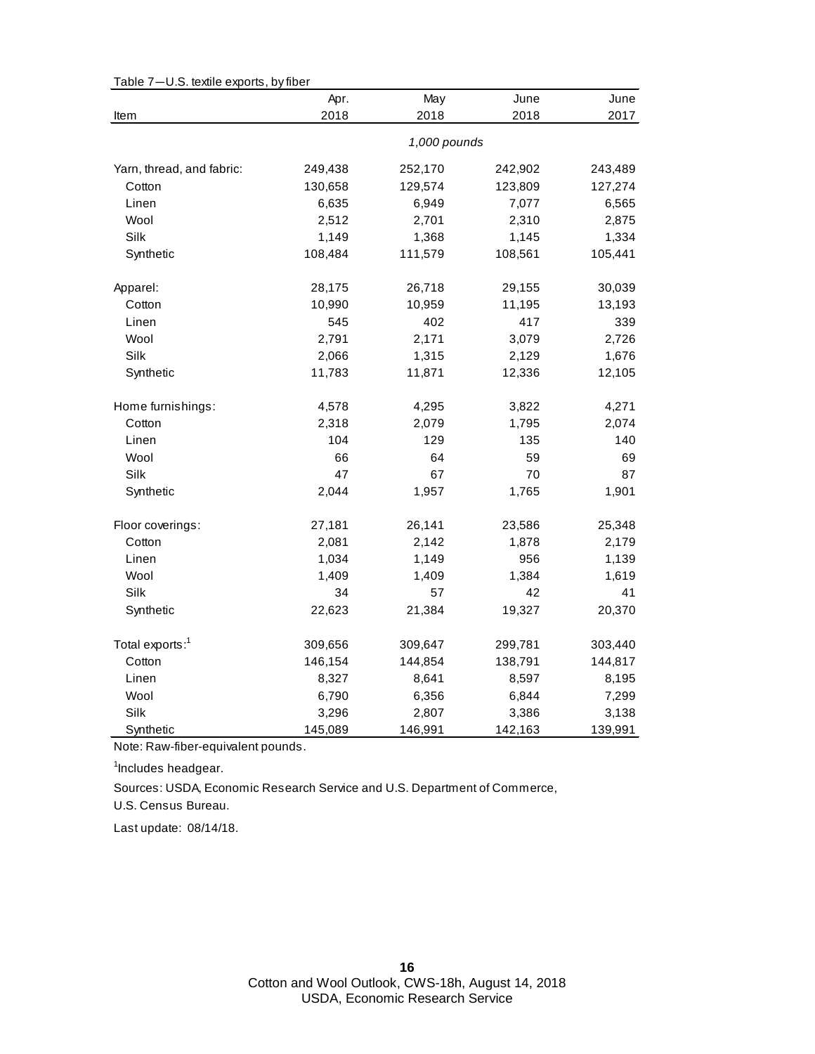Table 7—U.S. textile exports, by fiber

| Item | Apr. 2018 | May 2018 | June 2018 | June 2017 |
|---|---|---|---|---|
| | *1,000 pounds* | | | |
| Yarn, thread, and fabric: | 249,438 | 252,170 | 242,902 | 243,489 |
| Cotton | 130,658 | 129,574 | 123,809 | 127,274 |
| Linen | 6,635 | 6,949 | 7,077 | 6,565 |
| Wool | 2,512 | 2,701 | 2,310 | 2,875 |
| Silk | 1,149 | 1,368 | 1,145 | 1,334 |
| Synthetic | 108,484 | 111,579 | 108,561 | 105,441 |
| Apparel: | 28,175 | 26,718 | 29,155 | 30,039 |
| Cotton | 10,990 | 10,959 | 11,195 | 13,193 |
| Linen | 545 | 402 | 417 | 339 |
| Wool | 2,791 | 2,171 | 3,079 | 2,726 |
| Silk | 2,066 | 1,315 | 2,129 | 1,676 |
| Synthetic | 11,783 | 11,871 | 12,336 | 12,105 |
| Home furnishings: | 4,578 | 4,295 | 3,822 | 4,271 |
| Cotton | 2,318 | 2,079 | 1,795 | 2,074 |
| Linen | 104 | 129 | 135 | 140 |
| Wool | 66 | 64 | 59 | 69 |
| Silk | 47 | 67 | 70 | 87 |
| Synthetic | 2,044 | 1,957 | 1,765 | 1,901 |
| Floor coverings: | 27,181 | 26,141 | 23,586 | 25,348 |
| Cotton | 2,081 | 2,142 | 1,878 | 2,179 |
| Linen | 1,034 | 1,149 | 956 | 1,139 |
| Wool | 1,409 | 1,409 | 1,384 | 1,619 |
| Silk | 34 | 57 | 42 | 41 |
| Synthetic | 22,623 | 21,384 | 19,327 | 20,370 |
| Total exports:[1] | 309,656 | 309,647 | 299,781 | 303,440 |
| Cotton | 146,154 | 144,854 | 138,791 | 144,817 |
| Linen | 8,327 | 8,641 | 8,597 | 8,195 |
| Wool | 6,790 | 6,356 | 6,844 | 7,299 |
| Silk | 3,296 | 2,807 | 3,386 | 3,138 |
| Synthetic | 145,089 | 146,991 | 142,163 | 139,991 |

Note: Raw-fiber-equivalent pounds.

[1]Includes headgear.

Sources: USDA, Economic Research Service and U.S. Department of Commerce, U.S. Census Bureau.

Last update: 08/14/18.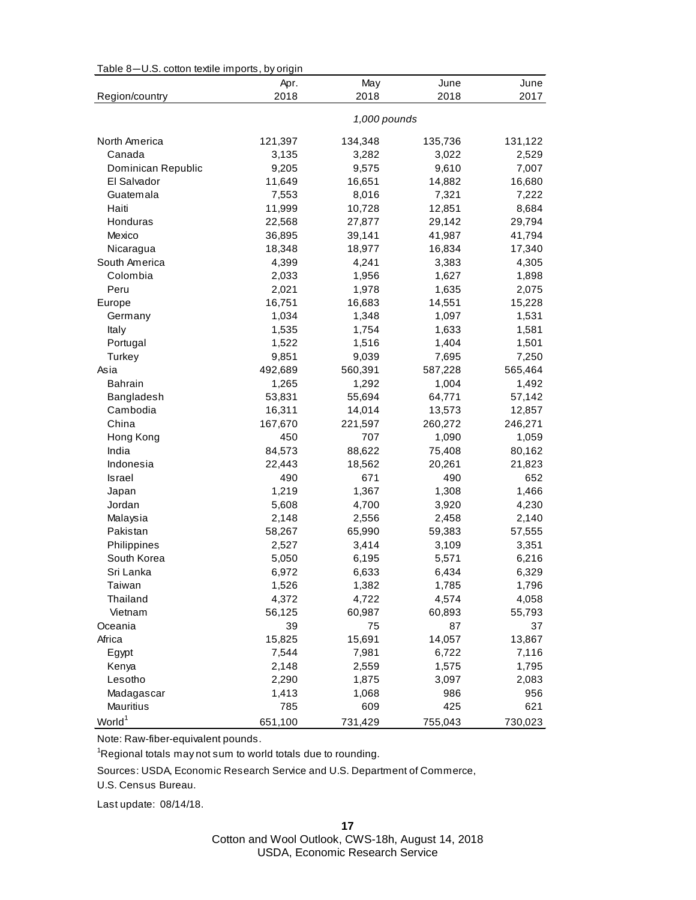Table 8—U.S. cotton textile imports, by origin

| Region/country | Apr. 2018 | May 2018 | June 2018 | June 2017 |
|---|---|---|---|---|
| | *1,000 pounds* | | | |
| North America | 121,397 | 134,348 | 135,736 | 131,122 |
| Canada | 3,135 | 3,282 | 3,022 | 2,529 |
| Dominican Republic | 9,205 | 9,575 | 9,610 | 7,007 |
| El Salvador | 11,649 | 16,651 | 14,882 | 16,680 |
| Guatemala | 7,553 | 8,016 | 7,321 | 7,222 |
| Haiti | 11,999 | 10,728 | 12,851 | 8,684 |
| Honduras | 22,568 | 27,877 | 29,142 | 29,794 |
| Mexico | 36,895 | 39,141 | 41,987 | 41,794 |
| Nicaragua | 18,348 | 18,977 | 16,834 | 17,340 |
| South America | 4,399 | 4,241 | 3,383 | 4,305 |
| Colombia | 2,033 | 1,956 | 1,627 | 1,898 |
| Peru | 2,021 | 1,978 | 1,635 | 2,075 |
| Europe | 16,751 | 16,683 | 14,551 | 15,228 |
| Germany | 1,034 | 1,348 | 1,097 | 1,531 |
| Italy | 1,535 | 1,754 | 1,633 | 1,581 |
| Portugal | 1,522 | 1,516 | 1,404 | 1,501 |
| Turkey | 9,851 | 9,039 | 7,695 | 7,250 |
| Asia | 492,689 | 560,391 | 587,228 | 565,464 |
| Bahrain | 1,265 | 1,292 | 1,004 | 1,492 |
| Bangladesh | 53,831 | 55,694 | 64,771 | 57,142 |
| Cambodia | 16,311 | 14,014 | 13,573 | 12,857 |
| China | 167,670 | 221,597 | 260,272 | 246,271 |
| Hong Kong | 450 | 707 | 1,090 | 1,059 |
| India | 84,573 | 88,622 | 75,408 | 80,162 |
| Indonesia | 22,443 | 18,562 | 20,261 | 21,823 |
| Israel | 490 | 671 | 490 | 652 |
| Japan | 1,219 | 1,367 | 1,308 | 1,466 |
| Jordan | 5,608 | 4,700 | 3,920 | 4,230 |
| Malaysia | 2,148 | 2,556 | 2,458 | 2,140 |
| Pakistan | 58,267 | 65,990 | 59,383 | 57,555 |
| Philippines | 2,527 | 3,414 | 3,109 | 3,351 |
| South Korea | 5,050 | 6,195 | 5,571 | 6,216 |
| Sri Lanka | 6,972 | 6,633 | 6,434 | 6,329 |
| Taiwan | 1,526 | 1,382 | 1,785 | 1,796 |
| Thailand | 4,372 | 4,722 | 4,574 | 4,058 |
| Vietnam | 56,125 | 60,987 | 60,893 | 55,793 |
| Oceania | 39 | 75 | 87 | 37 |
| Africa | 15,825 | 15,691 | 14,057 | 13,867 |
| Egypt | 7,544 | 7,981 | 6,722 | 7,116 |
| Kenya | 2,148 | 2,559 | 1,575 | 1,795 |
| Lesotho | 2,290 | 1,875 | 3,097 | 2,083 |
| Madagascar | 1,413 | 1,068 | 986 | 956 |
| Mauritius | 785 | 609 | 425 | 621 |
| World[1] | 651,100 | 731,429 | 755,043 | 730,023 |

Note: Raw-fiber-equivalent pounds.

[1]Regional totals may not sum to world totals due to rounding.

Sources: USDA, Economic Research Service and U.S. Department of Commerce, U.S. Census Bureau.

Last update: 08/14/18.

Cotton and Wool Outlook, CWS-18h, August 14, 2018
USDA, Economic Research Service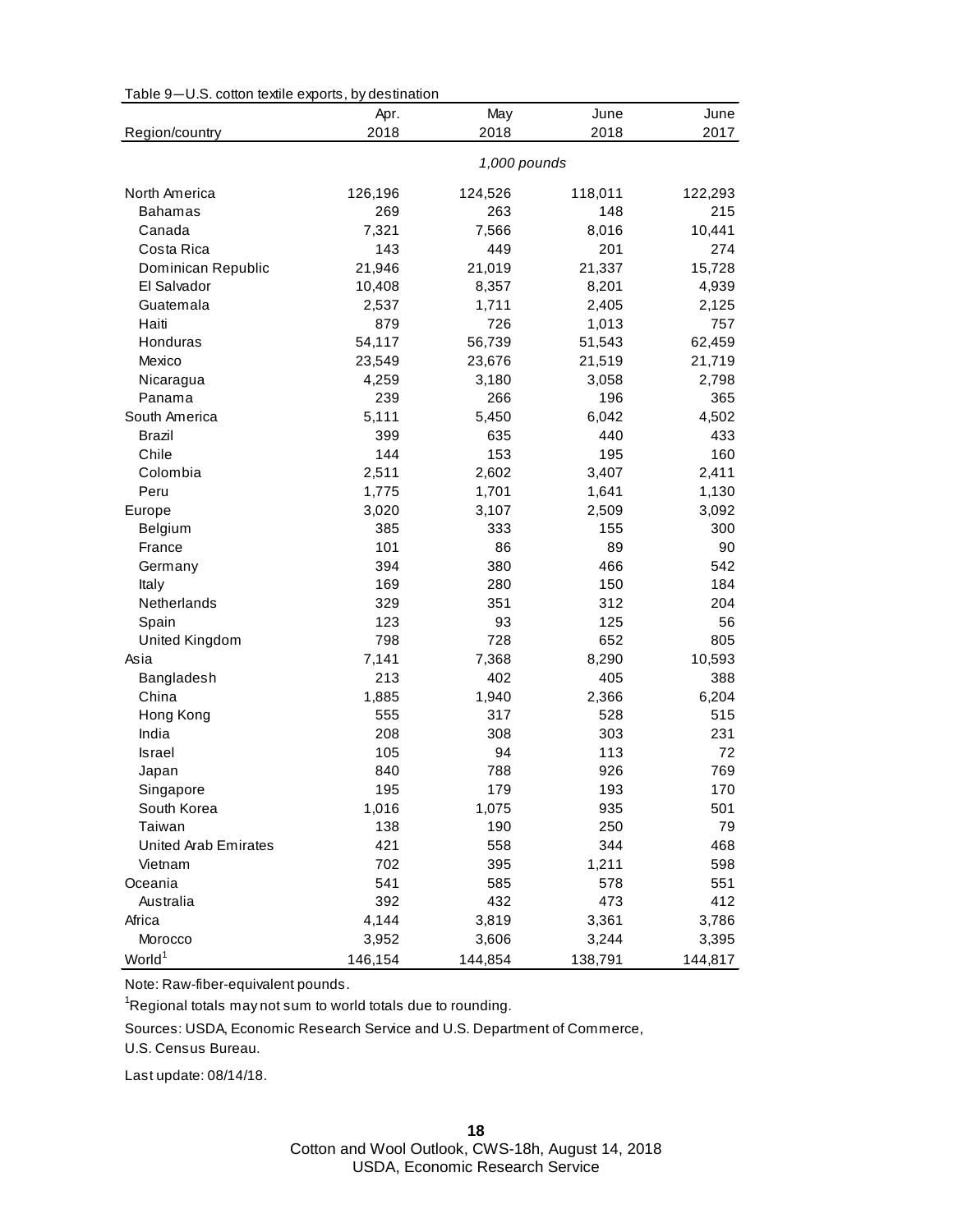Table 9—U.S. cotton textile exports, by destination

| Region/country | Apr. 2018 | May 2018 | June 2018 | June 2017 |
|---|---|---|---|---|
| | | *1,000 pounds* | | |
| North America | 126,196 | 124,526 | 118,011 | 122,293 |
| Bahamas | 269 | 263 | 148 | 215 |
| Canada | 7,321 | 7,566 | 8,016 | 10,441 |
| Costa Rica | 143 | 449 | 201 | 274 |
| Dominican Republic | 21,946 | 21,019 | 21,337 | 15,728 |
| El Salvador | 10,408 | 8,357 | 8,201 | 4,939 |
| Guatemala | 2,537 | 1,711 | 2,405 | 2,125 |
| Haiti | 879 | 726 | 1,013 | 757 |
| Honduras | 54,117 | 56,739 | 51,543 | 62,459 |
| Mexico | 23,549 | 23,676 | 21,519 | 21,719 |
| Nicaragua | 4,259 | 3,180 | 3,058 | 2,798 |
| Panama | 239 | 266 | 196 | 365 |
| South America | 5,111 | 5,450 | 6,042 | 4,502 |
| Brazil | 399 | 635 | 440 | 433 |
| Chile | 144 | 153 | 195 | 160 |
| Colombia | 2,511 | 2,602 | 3,407 | 2,411 |
| Peru | 1,775 | 1,701 | 1,641 | 1,130 |
| Europe | 3,020 | 3,107 | 2,509 | 3,092 |
| Belgium | 385 | 333 | 155 | 300 |
| France | 101 | 86 | 89 | 90 |
| Germany | 394 | 380 | 466 | 542 |
| Italy | 169 | 280 | 150 | 184 |
| Netherlands | 329 | 351 | 312 | 204 |
| Spain | 123 | 93 | 125 | 56 |
| United Kingdom | 798 | 728 | 652 | 805 |
| Asia | 7,141 | 7,368 | 8,290 | 10,593 |
| Bangladesh | 213 | 402 | 405 | 388 |
| China | 1,885 | 1,940 | 2,366 | 6,204 |
| Hong Kong | 555 | 317 | 528 | 515 |
| India | 208 | 308 | 303 | 231 |
| Israel | 105 | 94 | 113 | 72 |
| Japan | 840 | 788 | 926 | 769 |
| Singapore | 195 | 179 | 193 | 170 |
| South Korea | 1,016 | 1,075 | 935 | 501 |
| Taiwan | 138 | 190 | 250 | 79 |
| United Arab Emirates | 421 | 558 | 344 | 468 |
| Vietnam | 702 | 395 | 1,211 | 598 |
| Oceania | 541 | 585 | 578 | 551 |
| Australia | 392 | 432 | 473 | 412 |
| Africa | 4,144 | 3,819 | 3,361 | 3,786 |
| Morocco | 3,952 | 3,606 | 3,244 | 3,395 |
| World[1] | 146,154 | 144,854 | 138,791 | 144,817 |

Note: Raw-fiber-equivalent pounds.

[1]Regional totals may not sum to world totals due to rounding.

Sources: USDA, Economic Research Service and U.S. Department of Commerce, U.S. Census Bureau.

Last update: 08/14/18.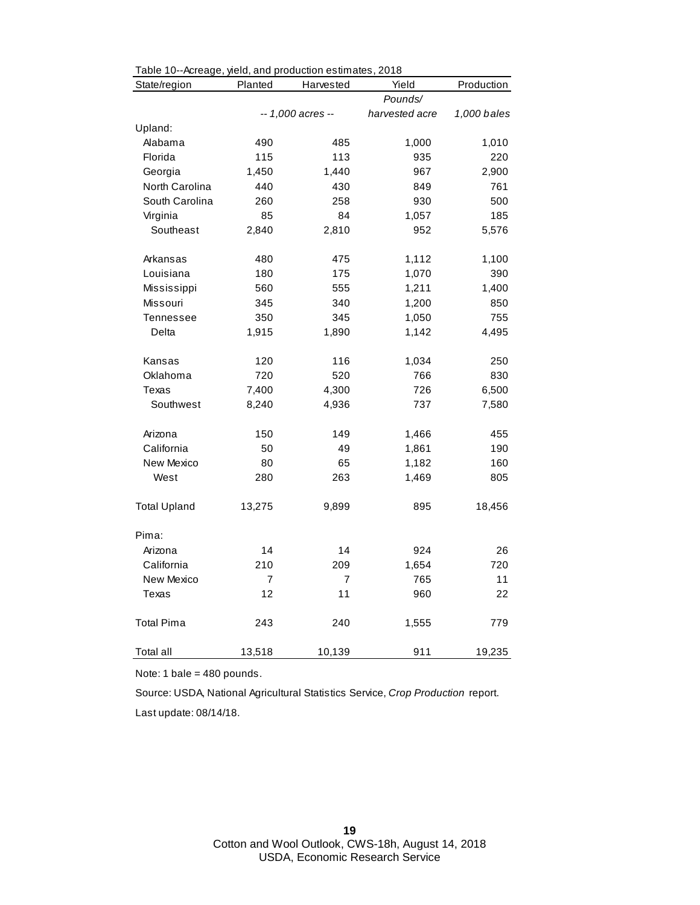Table 10--Acreage, yield, and production estimates, 2018

| State/region | Planted | Harvested | Yield | Production |
|---|---|---|---|---|
| | | | *Pounds/* | |
| | *-- 1,000 acres --* | | *harvested acre* | *1,000 bales* |
| Upland: | | | | |
| Alabama | 490 | 485 | 1,000 | 1,010 |
| Florida | 115 | 113 | 935 | 220 |
| Georgia | 1,450 | 1,440 | 967 | 2,900 |
| North Carolina | 440 | 430 | 849 | 761 |
| South Carolina | 260 | 258 | 930 | 500 |
| Virginia | 85 | 84 | 1,057 | 185 |
| Southeast | 2,840 | 2,810 | 952 | 5,576 |
| | | | | |
| Arkansas | 480 | 475 | 1,112 | 1,100 |
| Louisiana | 180 | 175 | 1,070 | 390 |
| Mississippi | 560 | 555 | 1,211 | 1,400 |
| Missouri | 345 | 340 | 1,200 | 850 |
| Tennessee | 350 | 345 | 1,050 | 755 |
| Delta | 1,915 | 1,890 | 1,142 | 4,495 |
| | | | | |
| Kansas | 120 | 116 | 1,034 | 250 |
| Oklahoma | 720 | 520 | 766 | 830 |
| Texas | 7,400 | 4,300 | 726 | 6,500 |
| Southwest | 8,240 | 4,936 | 737 | 7,580 |
| | | | | |
| Arizona | 150 | 149 | 1,466 | 455 |
| California | 50 | 49 | 1,861 | 190 |
| New Mexico | 80 | 65 | 1,182 | 160 |
| West | 280 | 263 | 1,469 | 805 |
| | | | | |
| Total Upland | 13,275 | 9,899 | 895 | 18,456 |
| | | | | |
| Pima: | | | | |
| Arizona | 14 | 14 | 924 | 26 |
| California | 210 | 209 | 1,654 | 720 |
| New Mexico | 7 | 7 | 765 | 11 |
| Texas | 12 | 11 | 960 | 22 |
| | | | | |
| Total Pima | 243 | 240 | 1,555 | 779 |
| | | | | |
| Total all | 13,518 | 10,139 | 911 | 19,235 |

Note: 1 bale = 480 pounds.

Source: USDA, National Agricultural Statistics Service, *Crop Production* report.

Last update: 08/14/18.

Cotton and Wool Outlook, CWS-18h, August 14, 2018
USDA, Economic Research Service